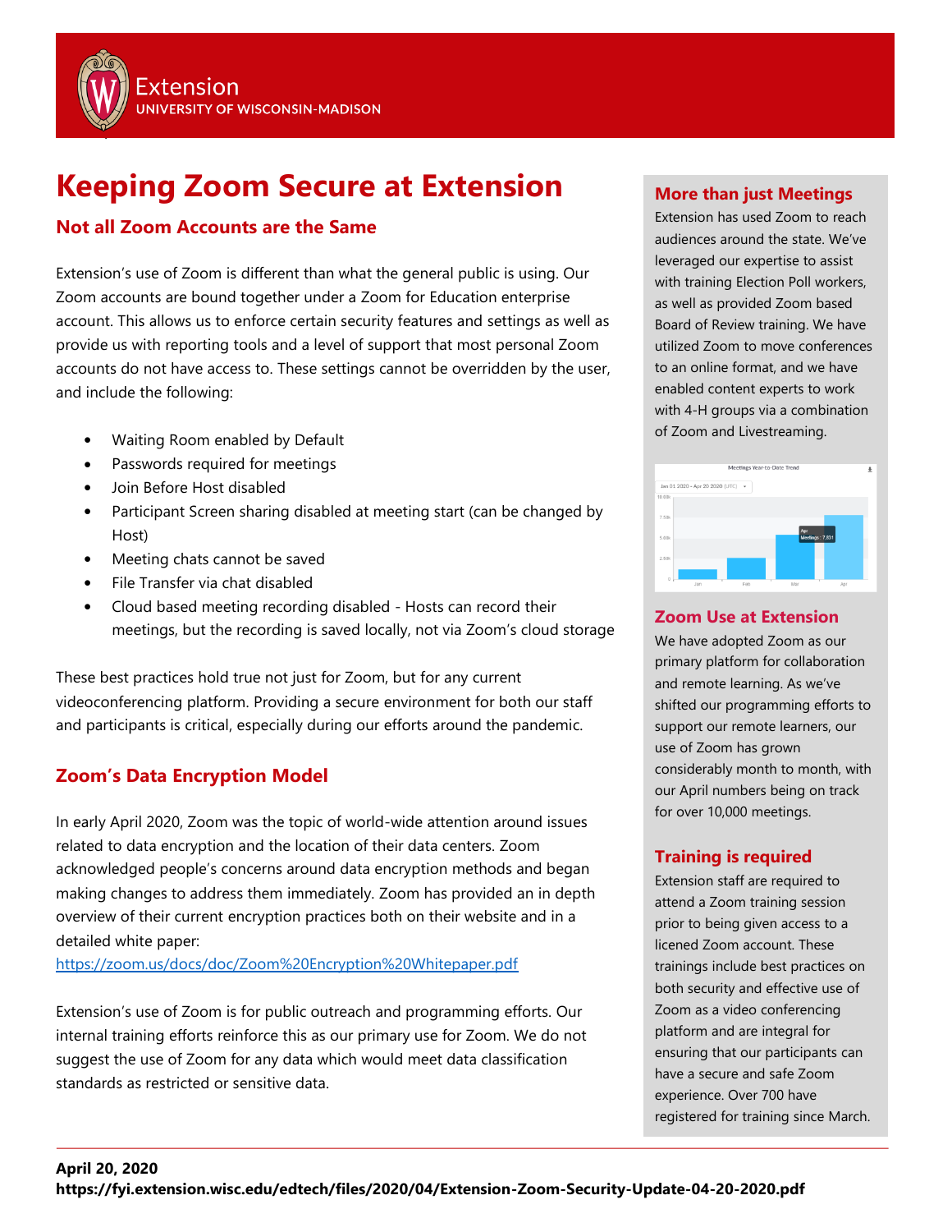Extension
UNIVERSITY OF WISCONSIN-MADISON

# Keeping Zoom Secure at Extension

## Not all Zoom Accounts are the Same

Extension's use of Zoom is different than what the general public is using. Our Zoom accounts are bound together under a Zoom for Education enterprise account. This allows us to enforce certain security features and settings as well as provide us with reporting tools and a level of support that most personal Zoom accounts do not have access to. These settings cannot be overridden by the user, and include the following:

- Waiting Room enabled by Default
- Passwords required for meetings
- Join Before Host disabled
- Participant Screen sharing disabled at meeting start (can be changed by Host)
- Meeting chats cannot be saved
- File Transfer via chat disabled
- Cloud based meeting recording disabled - Hosts can record their meetings, but the recording is saved locally, not via Zoom's cloud storage

These best practices hold true not just for Zoom, but for any current videoconferencing platform. Providing a secure environment for both our staff and participants is critical, especially during our efforts around the pandemic.

## Zoom's Data Encryption Model

In early April 2020, Zoom was the topic of world-wide attention around issues related to data encryption and the location of their data centers. Zoom acknowledged people's concerns around data encryption methods and began making changes to address them immediately. Zoom has provided an in depth overview of their current encryption practices both on their website and in a detailed white paper:
https://zoom.us/docs/doc/Zoom%20Encryption%20Whitepaper.pdf

Extension's use of Zoom is for public outreach and programming efforts. Our internal training efforts reinforce this as our primary use for Zoom. We do not suggest the use of Zoom for any data which would meet data classification standards as restricted or sensitive data.

## More than just Meetings

Extension has used Zoom to reach audiences around the state. We've leveraged our expertise to assist with training Election Poll workers, as well as provided Zoom based Board of Review training. We have utilized Zoom to move conferences to an online format, and we have enabled content experts to work with 4-H groups via a combination of Zoom and Livestreaming.

## Zoom Use at Extension

We have adopted Zoom as our primary platform for collaboration and remote learning. As we've shifted our programming efforts to support our remote learners, our use of Zoom has grown considerably month to month, with our April numbers being on track for over 10,000 meetings.

## Training is required

Extension staff are required to attend a Zoom training session prior to being given access to a licened Zoom account. These trainings include best practices on both security and effective use of Zoom as a video conferencing platform and are integral for ensuring that our participants can have a secure and safe Zoom experience. Over 700 have registered for training since March.

**April 20, 2020**
**https://fyi.extension.wisc.edu/edtech/files/2020/04/Extension-Zoom-Security-Update-04-20-2020.pdf**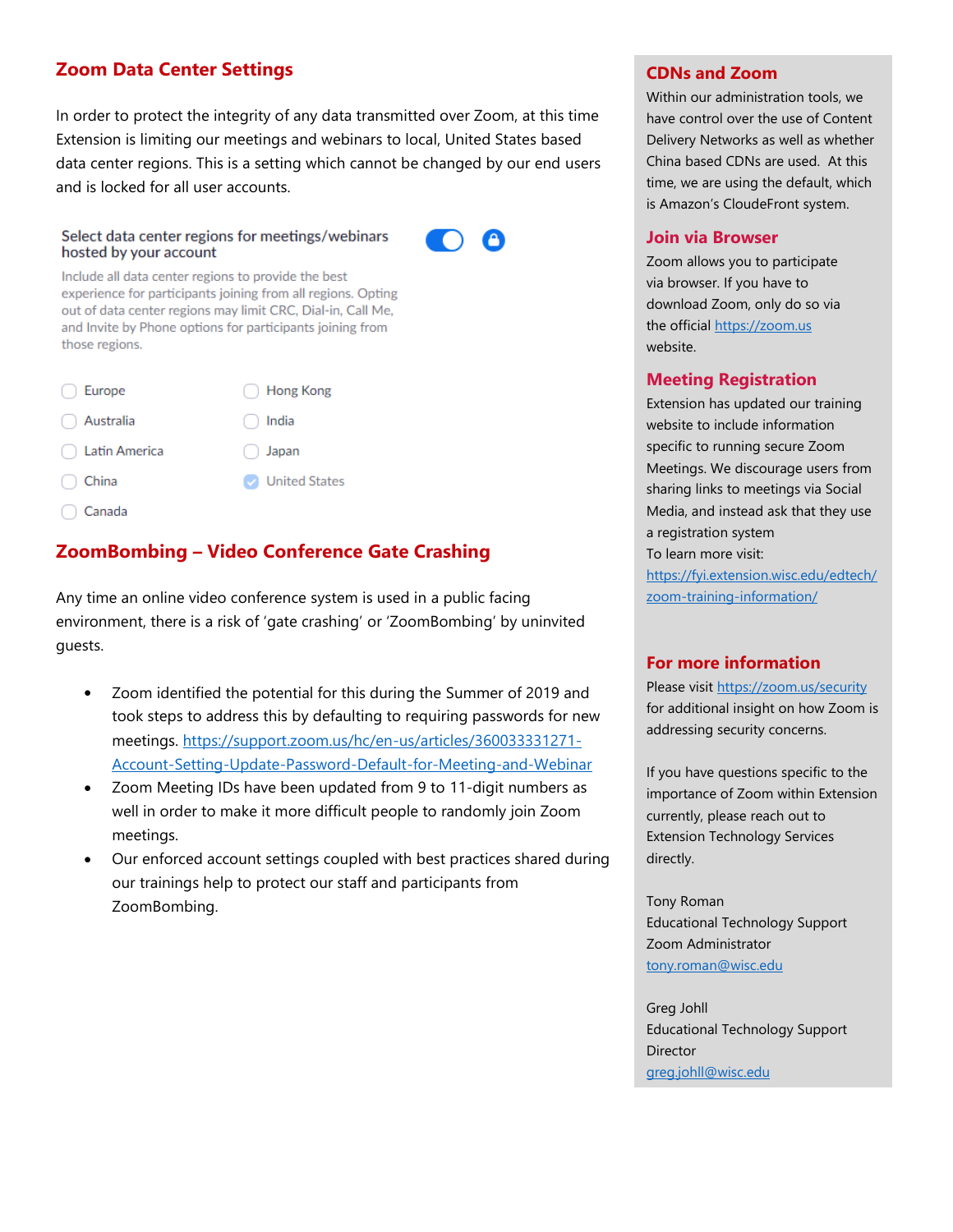## Zoom Data Center Settings

In order to protect the integrity of any data transmitted over Zoom, at this time Extension is limiting our meetings and webinars to local, United States based data center regions. This is a setting which cannot be changed by our end users and is locked for all user accounts.

Select data center regions for meetings/webinars hosted by your account

Include all data center regions to provide the best experience for participants joining from all regions. Opting out of data center regions may limit CRC, Dial-in, Call Me, and Invite by Phone options for participants joining from those regions.

- [ ] Europe
- [ ] Australia
- [ ] Latin America
- [ ] China
- [ ] Canada
- [ ] Hong Kong
- [ ] India
- [ ] Japan
- [x] United States

## ZoomBombing – Video Conference Gate Crashing

Any time an online video conference system is used in a public facing environment, there is a risk of 'gate crashing' or 'ZoomBombing' by uninvited guests.

- Zoom identified the potential for this during the Summer of 2019 and took steps to address this by defaulting to requiring passwords for new meetings. https://support.zoom.us/hc/en-us/articles/360033331271-Account-Setting-Update-Password-Default-for-Meeting-and-Webinar
- Zoom Meeting IDs have been updated from 9 to 11-digit numbers as well in order to make it more difficult people to randomly join Zoom meetings.
- Our enforced account settings coupled with best practices shared during our trainings help to protect our staff and participants from ZoomBombing.

## CDNs and Zoom

Within our administration tools, we have control over the use of Content Delivery Networks as well as whether China based CDNs are used. At this time, we are using the default, which is Amazon's CloudeFront system.

## Join via Browser

Zoom allows you to participate via browser. If you have to download Zoom, only do so via the official https://zoom.us website.

## Meeting Registration

Extension has updated our training website to include information specific to running secure Zoom Meetings. We discourage users from sharing links to meetings via Social Media, and instead ask that they use a registration system
To learn more visit: https://fyi.extension.wisc.edu/edtech/zoom-training-information/

## For more information

Please visit https://zoom.us/security for additional insight on how Zoom is addressing security concerns.

If you have questions specific to the importance of Zoom within Extension currently, please reach out to Extension Technology Services directly.

Tony Roman
Educational Technology Support
Zoom Administrator
tony.roman@wisc.edu

Greg Johll
Educational Technology Support
Director
greg.johll@wisc.edu